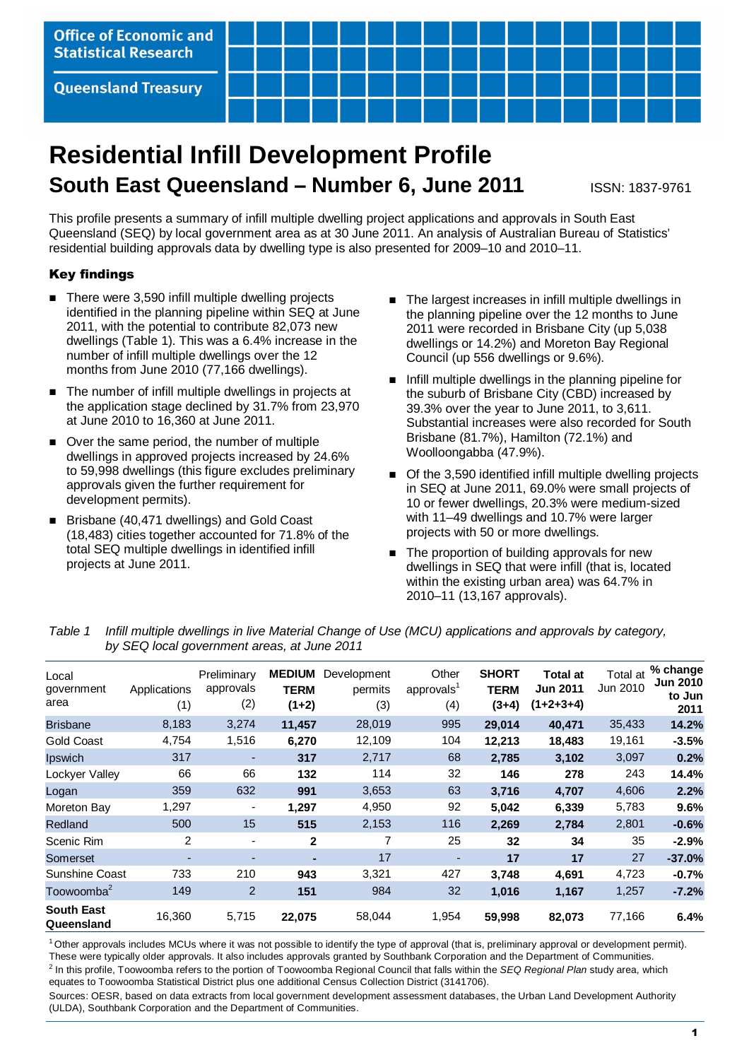Office of Economic and Statistical Research

Queensland Treasury

# Residential Infill Development Profile

## South East Queensland – Number 6, June 2011

ISSN: 1837-9761

This profile presents a summary of infill multiple dwelling project applications and approvals in South East Queensland (SEQ) by local government area as at 30 June 2011. An analysis of Australian Bureau of Statistics' residential building approvals data by dwelling type is also presented for 2009–10 and 2010–11.

### Key findings

- There were 3,590 infill multiple dwelling projects identified in the planning pipeline within SEQ at June 2011, with the potential to contribute 82,073 new dwellings (Table 1). This was a 6.4% increase in the number of infill multiple dwellings over the 12 months from June 2010 (77,166 dwellings).
- The number of infill multiple dwellings in projects at the application stage declined by 31.7% from 23,970 at June 2010 to 16,360 at June 2011.
- Over the same period, the number of multiple dwellings in approved projects increased by 24.6% to 59,998 dwellings (this figure excludes preliminary approvals given the further requirement for development permits).
- Brisbane (40,471 dwellings) and Gold Coast (18,483) cities together accounted for 71.8% of the total SEQ multiple dwellings in identified infill projects at June 2011.
- The largest increases in infill multiple dwellings in the planning pipeline over the 12 months to June 2011 were recorded in Brisbane City (up 5,038 dwellings or 14.2%) and Moreton Bay Regional Council (up 556 dwellings or 9.6%).
- Infill multiple dwellings in the planning pipeline for the suburb of Brisbane City (CBD) increased by 39.3% over the year to June 2011, to 3,611. Substantial increases were also recorded for South Brisbane (81.7%), Hamilton (72.1%) and Woolloongabba (47.9%).
- Of the 3,590 identified infill multiple dwelling projects in SEQ at June 2011, 69.0% were small projects of 10 or fewer dwellings, 20.3% were medium-sized with 11–49 dwellings and 10.7% were larger projects with 50 or more dwellings.
- The proportion of building approvals for new dwellings in SEQ that were infill (that is, located within the existing urban area) was 64.7% in 2010–11 (13,167 approvals).

*Table 1 Infill multiple dwellings in live Material Change of Use (MCU) applications and approvals by category, by SEQ local government areas, at June 2011*

| Local government area | Applications (1) | Preliminary approvals (2) | **MEDIUM TERM (1+2)** | Development permits (3) | Other approvals[1] (4) | **SHORT TERM (3+4)** | **Total at Jun 2011 (1+2+3+4)** | Total at Jun 2010 | **% change Jun 2010 to Jun 2011** |
|---|---|---|---|---|---|---|---|---|---|
| Brisbane | 8,183 | 3,274 | **11,457** | 28,019 | 995 | **29,014** | **40,471** | 35,433 | **14.2%** |
| Gold Coast | 4,754 | 1,516 | **6,270** | 12,109 | 104 | **12,213** | **18,483** | 19,161 | **-3.5%** |
| Ipswich | 317 | - | **317** | 2,717 | 68 | **2,785** | **3,102** | 3,097 | **0.2%** |
| Lockyer Valley | 66 | 66 | **132** | 114 | 32 | **146** | **278** | 243 | **14.4%** |
| Logan | 359 | 632 | **991** | 3,653 | 63 | **3,716** | **4,707** | 4,606 | **2.2%** |
| Moreton Bay | 1,297 | - | **1,297** | 4,950 | 92 | **5,042** | **6,339** | 5,783 | **9.6%** |
| Redland | 500 | 15 | **515** | 2,153 | 116 | **2,269** | **2,784** | 2,801 | **-0.6%** |
| Scenic Rim | 2 | - | **2** | 7 | 25 | **32** | **34** | 35 | **-2.9%** |
| Somerset | - | - | **-** | 17 | - | **17** | **17** | 27 | **-37.0%** |
| Sunshine Coast | 733 | 210 | **943** | 3,321 | 427 | **3,748** | **4,691** | 4,723 | **-0.7%** |
| Toowoomba[2] | 149 | 2 | **151** | 984 | 32 | **1,016** | **1,167** | 1,257 | **-7.2%** |
| **South East Queensland** | 16,360 | 5,715 | **22,075** | 58,044 | 1,954 | **59,998** | **82,073** | 77,166 | **6.4%** |

[1] Other approvals includes MCUs where it was not possible to identify the type of approval (that is, preliminary approval or development permit). These were typically older approvals. It also includes approvals granted by Southbank Corporation and the Department of Communities.

[2] In this profile, Toowoomba refers to the portion of Toowoomba Regional Council that falls within the *SEQ Regional Plan* study area, which equates to Toowoomba Statistical District plus one additional Census Collection District (3141706).

Sources: OESR, based on data extracts from local government development assessment databases, the Urban Land Development Authority (ULDA), Southbank Corporation and the Department of Communities.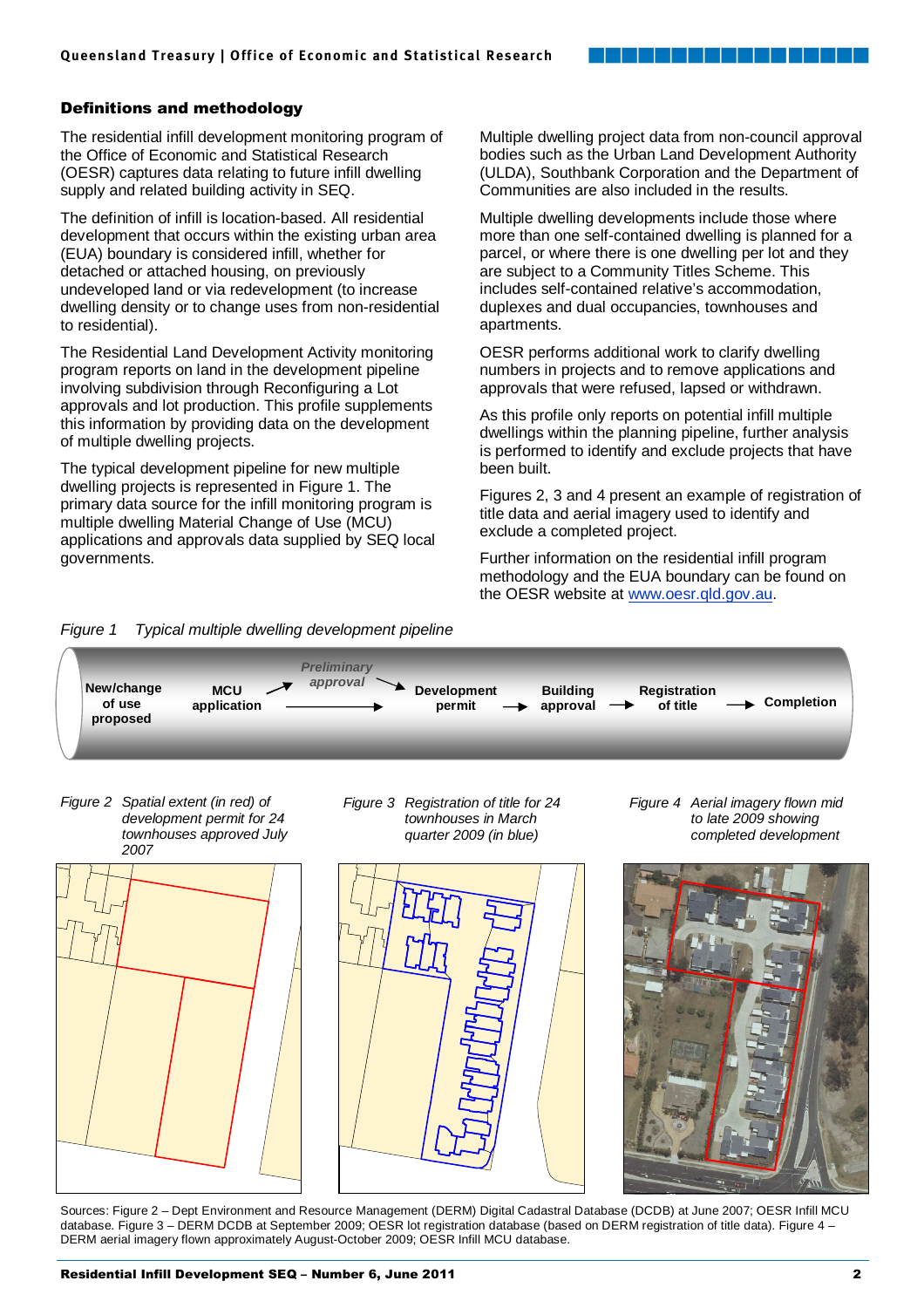## Definitions and methodology

The residential infill development monitoring program of the Office of Economic and Statistical Research (OESR) captures data relating to future infill dwelling supply and related building activity in SEQ.

The definition of infill is location-based. All residential development that occurs within the existing urban area (EUA) boundary is considered infill, whether for detached or attached housing, on previously undeveloped land or via redevelopment (to increase dwelling density or to change uses from non-residential to residential).

The Residential Land Development Activity monitoring program reports on land in the development pipeline involving subdivision through Reconfiguring a Lot approvals and lot production. This profile supplements this information by providing data on the development of multiple dwelling projects.

The typical development pipeline for new multiple dwelling projects is represented in Figure 1. The primary data source for the infill monitoring program is multiple dwelling Material Change of Use (MCU) applications and approvals data supplied by SEQ local governments.

Multiple dwelling project data from non-council approval bodies such as the Urban Land Development Authority (ULDA), Southbank Corporation and the Department of Communities are also included in the results.

Multiple dwelling developments include those where more than one self-contained dwelling is planned for a parcel, or where there is one dwelling per lot and they are subject to a Community Titles Scheme. This includes self-contained relative's accommodation, duplexes and dual occupancies, townhouses and apartments.

OESR performs additional work to clarify dwelling numbers in projects and to remove applications and approvals that were refused, lapsed or withdrawn.

As this profile only reports on potential infill multiple dwellings within the planning pipeline, further analysis is performed to identify and exclude projects that have been built.

Figures 2, 3 and 4 present an example of registration of title data and aerial imagery used to identify and exclude a completed project.

Further information on the residential infill program methodology and the EUA boundary can be found on the OESR website at www.oesr.qld.gov.au.

*Figure 1 Typical multiple dwelling development pipeline*

**New/change of use proposed** → **MCU application** → (*Preliminary approval*) → **Development permit** → **Building approval** → **Registration of title** → **Completion**

*Figure 2 Spatial extent (in red) of development permit for 24 townhouses approved July 2007*

*Figure 3 Registration of title for 24 townhouses in March quarter 2009 (in blue)*

*Figure 4 Aerial imagery flown mid to late 2009 showing completed development*

Sources: Figure 2 – Dept Environment and Resource Management (DERM) Digital Cadastral Database (DCDB) at June 2007; OESR Infill MCU database. Figure 3 – DERM DCDB at September 2009; OESR lot registration database (based on DERM registration of title data). Figure 4 – DERM aerial imagery flown approximately August-October 2009; OESR Infill MCU database.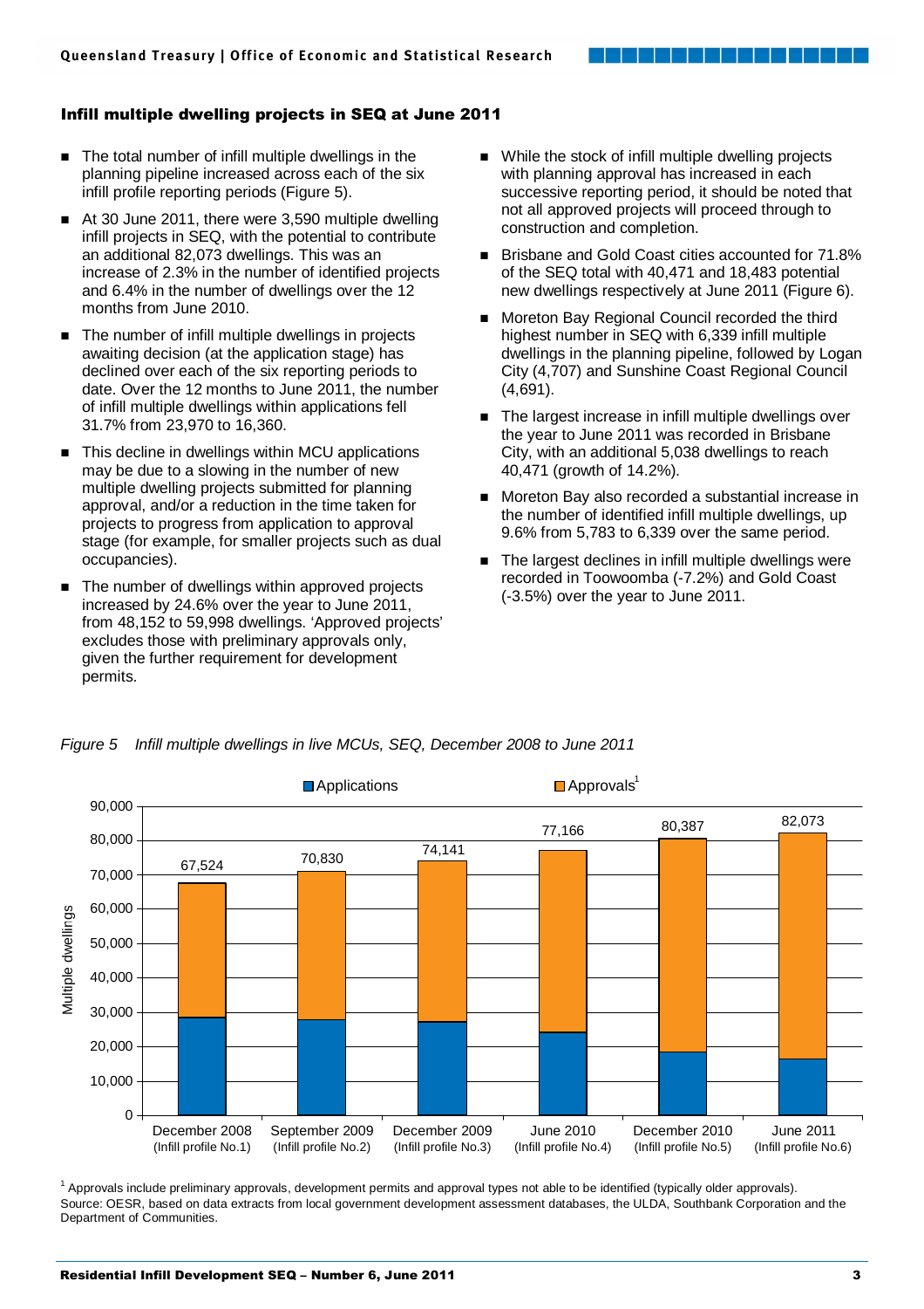## Infill multiple dwelling projects in SEQ at June 2011

- The total number of infill multiple dwellings in the planning pipeline increased across each of the six infill profile reporting periods (Figure 5).
- At 30 June 2011, there were 3,590 multiple dwelling infill projects in SEQ, with the potential to contribute an additional 82,073 dwellings. This was an increase of 2.3% in the number of identified projects and 6.4% in the number of dwellings over the 12 months from June 2010.
- The number of infill multiple dwellings in projects awaiting decision (at the application stage) has declined over each of the six reporting periods to date. Over the 12 months to June 2011, the number of infill multiple dwellings within applications fell 31.7% from 23,970 to 16,360.
- This decline in dwellings within MCU applications may be due to a slowing in the number of new multiple dwelling projects submitted for planning approval, and/or a reduction in the time taken for projects to progress from application to approval stage (for example, for smaller projects such as dual occupancies).
- The number of dwellings within approved projects increased by 24.6% over the year to June 2011, from 48,152 to 59,998 dwellings. 'Approved projects' excludes those with preliminary approvals only, given the further requirement for development permits.
- While the stock of infill multiple dwelling projects with planning approval has increased in each successive reporting period, it should be noted that not all approved projects will proceed through to construction and completion.
- Brisbane and Gold Coast cities accounted for 71.8% of the SEQ total with 40,471 and 18,483 potential new dwellings respectively at June 2011 (Figure 6).
- Moreton Bay Regional Council recorded the third highest number in SEQ with 6,339 infill multiple dwellings in the planning pipeline, followed by Logan City (4,707) and Sunshine Coast Regional Council (4,691).
- The largest increase in infill multiple dwellings over the year to June 2011 was recorded in Brisbane City, with an additional 5,038 dwellings to reach 40,471 (growth of 14.2%).
- Moreton Bay also recorded a substantial increase in the number of identified infill multiple dwellings, up 9.6% from 5,783 to 6,339 over the same period.
- The largest declines in infill multiple dwellings were recorded in Toowoomba (-7.2%) and Gold Coast (-3.5%) over the year to June 2011.

*Figure 5 Infill multiple dwellings in live MCUs, SEQ, December 2008 to June 2011*

| Period | Total multiple dwellings (Applications + Approvals[1]) |
|---|---|
| December 2008 (Infill profile No.1) | 67,524 |
| September 2009 (Infill profile No.2) | 70,830 |
| December 2009 (Infill profile No.3) | 74,141 |
| June 2010 (Infill profile No.4) | 77,166 |
| December 2010 (Infill profile No.5) | 80,387 |
| June 2011 (Infill profile No.6) | 82,073 |

[1] Approvals include preliminary approvals, development permits and approval types not able to be identified (typically older approvals).
Source: OESR, based on data extracts from local government development assessment databases, the ULDA, Southbank Corporation and the Department of Communities.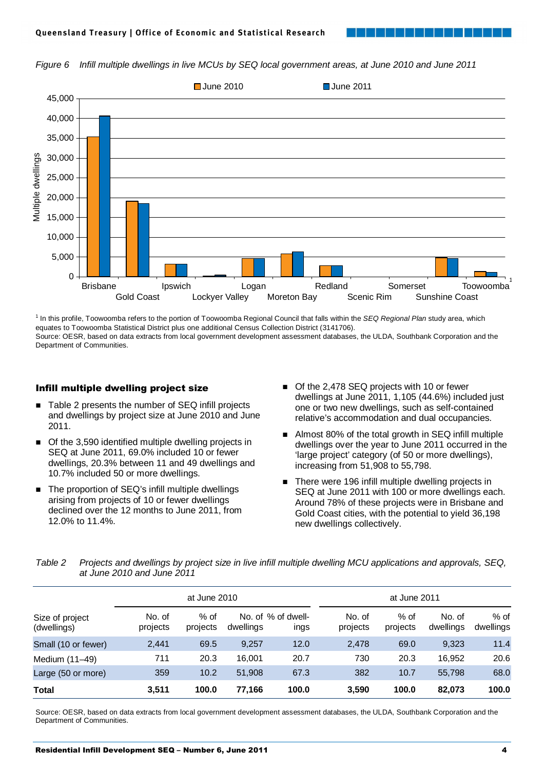*Figure 6 Infill multiple dwellings in live MCUs by SEQ local government areas, at June 2010 and June 2011*

[1] In this profile, Toowoomba refers to the portion of Toowoomba Regional Council that falls within the *SEQ Regional Plan* study area, which equates to Toowoomba Statistical District plus one additional Census Collection District (3141706).
Source: OESR, based on data extracts from local government development assessment databases, the ULDA, Southbank Corporation and the Department of Communities.

### Infill multiple dwelling project size

- Table 2 presents the number of SEQ infill projects and dwellings by project size at June 2010 and June 2011.
- Of the 3,590 identified multiple dwelling projects in SEQ at June 2011, 69.0% included 10 or fewer dwellings, 20.3% between 11 and 49 dwellings and 10.7% included 50 or more dwellings.
- The proportion of SEQ's infill multiple dwellings arising from projects of 10 or fewer dwellings declined over the 12 months to June 2011, from 12.0% to 11.4%.
- Of the 2,478 SEQ projects with 10 or fewer dwellings at June 2011, 1,105 (44.6%) included just one or two new dwellings, such as self-contained relative's accommodation and dual occupancies.
- Almost 80% of the total growth in SEQ infill multiple dwellings over the year to June 2011 occurred in the 'large project' category (of 50 or more dwellings), increasing from 51,908 to 55,798.
- There were 196 infill multiple dwelling projects in SEQ at June 2011 with 100 or more dwellings each. Around 78% of these projects were in Brisbane and Gold Coast cities, with the potential to yield 36,198 new dwellings collectively.

*Table 2 Projects and dwellings by project size in live infill multiple dwelling MCU applications and approvals, SEQ, at June 2010 and June 2011*

| Size of project (dwellings) | at June 2010 | | | | at June 2011 | | | |
|---|---|---|---|---|---|---|---|---|
| | No. of projects | % of projects | No. of dwellings | % of dwellings | No. of projects | % of projects | No. of dwellings | % of dwellings |
| Small (10 or fewer) | 2,441 | 69.5 | 9,257 | 12.0 | 2,478 | 69.0 | 9,323 | 11.4 |
| Medium (11–49) | 711 | 20.3 | 16,001 | 20.7 | 730 | 20.3 | 16,952 | 20.6 |
| Large (50 or more) | 359 | 10.2 | 51,908 | 67.3 | 382 | 10.7 | 55,798 | 68.0 |
| **Total** | **3,511** | **100.0** | **77,166** | **100.0** | **3,590** | **100.0** | **82,073** | **100.0** |

Source: OESR, based on data extracts from local government development assessment databases, the ULDA, Southbank Corporation and the Department of Communities.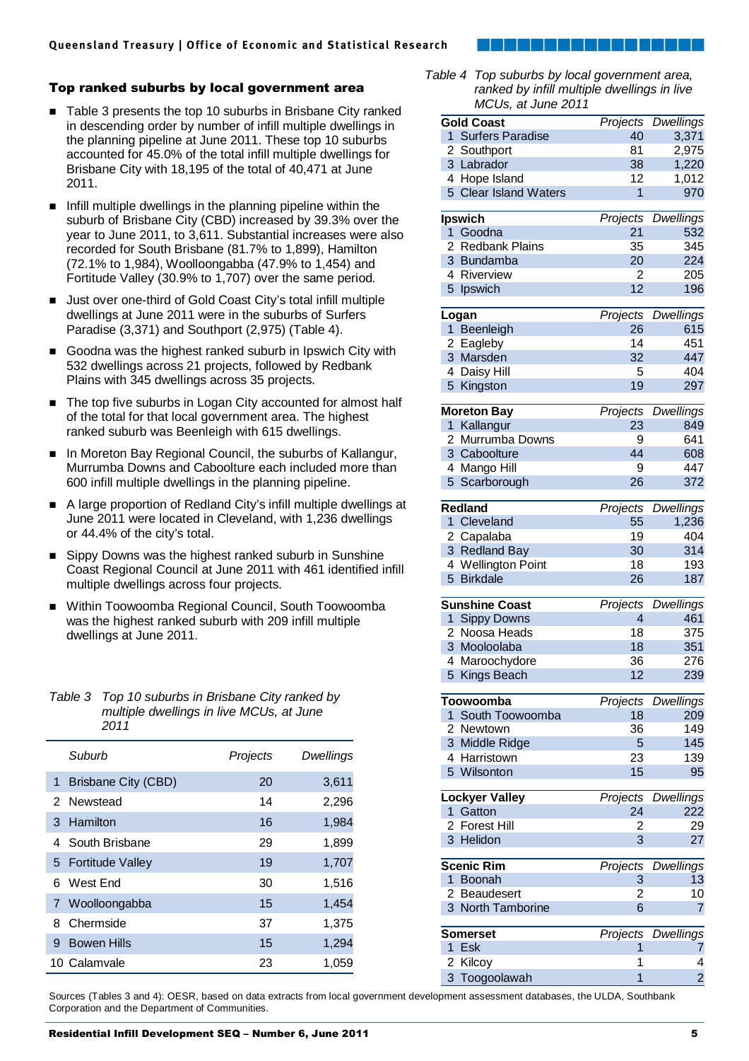## Top ranked suburbs by local government area

- Table 3 presents the top 10 suburbs in Brisbane City ranked in descending order by number of infill multiple dwellings in the planning pipeline at June 2011. These top 10 suburbs accounted for 45.0% of the total infill multiple dwellings for Brisbane City with 18,195 of the total of 40,471 at June 2011.
- Infill multiple dwellings in the planning pipeline within the suburb of Brisbane City (CBD) increased by 39.3% over the year to June 2011, to 3,611. Substantial increases were also recorded for South Brisbane (81.7% to 1,899), Hamilton (72.1% to 1,984), Woolloongabba (47.9% to 1,454) and Fortitude Valley (30.9% to 1,707) over the same period.
- Just over one-third of Gold Coast City's total infill multiple dwellings at June 2011 were in the suburbs of Surfers Paradise (3,371) and Southport (2,975) (Table 4).
- Goodna was the highest ranked suburb in Ipswich City with 532 dwellings across 21 projects, followed by Redbank Plains with 345 dwellings across 35 projects.
- The top five suburbs in Logan City accounted for almost half of the total for that local government area. The highest ranked suburb was Beenleigh with 615 dwellings.
- In Moreton Bay Regional Council, the suburbs of Kallangur, Murrumba Downs and Caboolture each included more than 600 infill multiple dwellings in the planning pipeline.
- A large proportion of Redland City's infill multiple dwellings at June 2011 were located in Cleveland, with 1,236 dwellings or 44.4% of the city's total.
- Sippy Downs was the highest ranked suburb in Sunshine Coast Regional Council at June 2011 with 461 identified infill multiple dwellings across four projects.
- Within Toowoomba Regional Council, South Toowoomba was the highest ranked suburb with 209 infill multiple dwellings at June 2011.

*Table 3 Top 10 suburbs in Brisbane City ranked by multiple dwellings in live MCUs, at June 2011*

| | Suburb | Projects | Dwellings |
|---|---|---|---|
| 1 | Brisbane City (CBD) | 20 | 3,611 |
| 2 | Newstead | 14 | 2,296 |
| 3 | Hamilton | 16 | 1,984 |
| 4 | South Brisbane | 29 | 1,899 |
| 5 | Fortitude Valley | 19 | 1,707 |
| 6 | West End | 30 | 1,516 |
| 7 | Woolloongabba | 15 | 1,454 |
| 8 | Chermside | 37 | 1,375 |
| 9 | Bowen Hills | 15 | 1,294 |
| 10 | Calamvale | 23 | 1,059 |

*Table 4 Top suburbs by local government area, ranked by infill multiple dwellings in live MCUs, at June 2011*

| | Projects | Dwellings |
|---|---|---|
| **Gold Coast** | *Projects* | *Dwellings* |
| 1 Surfers Paradise | 40 | 3,371 |
| 2 Southport | 81 | 2,975 |
| 3 Labrador | 38 | 1,220 |
| 4 Hope Island | 12 | 1,012 |
| 5 Clear Island Waters | 1 | 970 |
| **Ipswich** | *Projects* | *Dwellings* |
| 1 Goodna | 21 | 532 |
| 2 Redbank Plains | 35 | 345 |
| 3 Bundamba | 20 | 224 |
| 4 Riverview | 2 | 205 |
| 5 Ipswich | 12 | 196 |
| **Logan** | *Projects* | *Dwellings* |
| 1 Beenleigh | 26 | 615 |
| 2 Eagleby | 14 | 451 |
| 3 Marsden | 32 | 447 |
| 4 Daisy Hill | 5 | 404 |
| 5 Kingston | 19 | 297 |
| **Moreton Bay** | *Projects* | *Dwellings* |
| 1 Kallangur | 23 | 849 |
| 2 Murrumba Downs | 9 | 641 |
| 3 Caboolture | 44 | 608 |
| 4 Mango Hill | 9 | 447 |
| 5 Scarborough | 26 | 372 |
| **Redland** | *Projects* | *Dwellings* |
| 1 Cleveland | 55 | 1,236 |
| 2 Capalaba | 19 | 404 |
| 3 Redland Bay | 30 | 314 |
| 4 Wellington Point | 18 | 193 |
| 5 Birkdale | 26 | 187 |
| **Sunshine Coast** | *Projects* | *Dwellings* |
| 1 Sippy Downs | 4 | 461 |
| 2 Noosa Heads | 18 | 375 |
| 3 Mooloolaba | 18 | 351 |
| 4 Maroochydore | 36 | 276 |
| 5 Kings Beach | 12 | 239 |
| **Toowoomba** | *Projects* | *Dwellings* |
| 1 South Toowoomba | 18 | 209 |
| 2 Newtown | 36 | 149 |
| 3 Middle Ridge | 5 | 145 |
| 4 Harristown | 23 | 139 |
| 5 Wilsonton | 15 | 95 |
| **Lockyer Valley** | *Projects* | *Dwellings* |
| 1 Gatton | 24 | 222 |
| 2 Forest Hill | 2 | 29 |
| 3 Helidon | 3 | 27 |
| **Scenic Rim** | *Projects* | *Dwellings* |
| 1 Boonah | 3 | 13 |
| 2 Beaudesert | 2 | 10 |
| 3 North Tamborine | 6 | 7 |
| **Somerset** | *Projects* | *Dwellings* |
| 1 Esk | 1 | 7 |
| 2 Kilcoy | 1 | 4 |
| 3 Toogoolawah | 1 | 2 |

Sources (Tables 3 and 4): OESR, based on data extracts from local government development assessment databases, the ULDA, Southbank Corporation and the Department of Communities.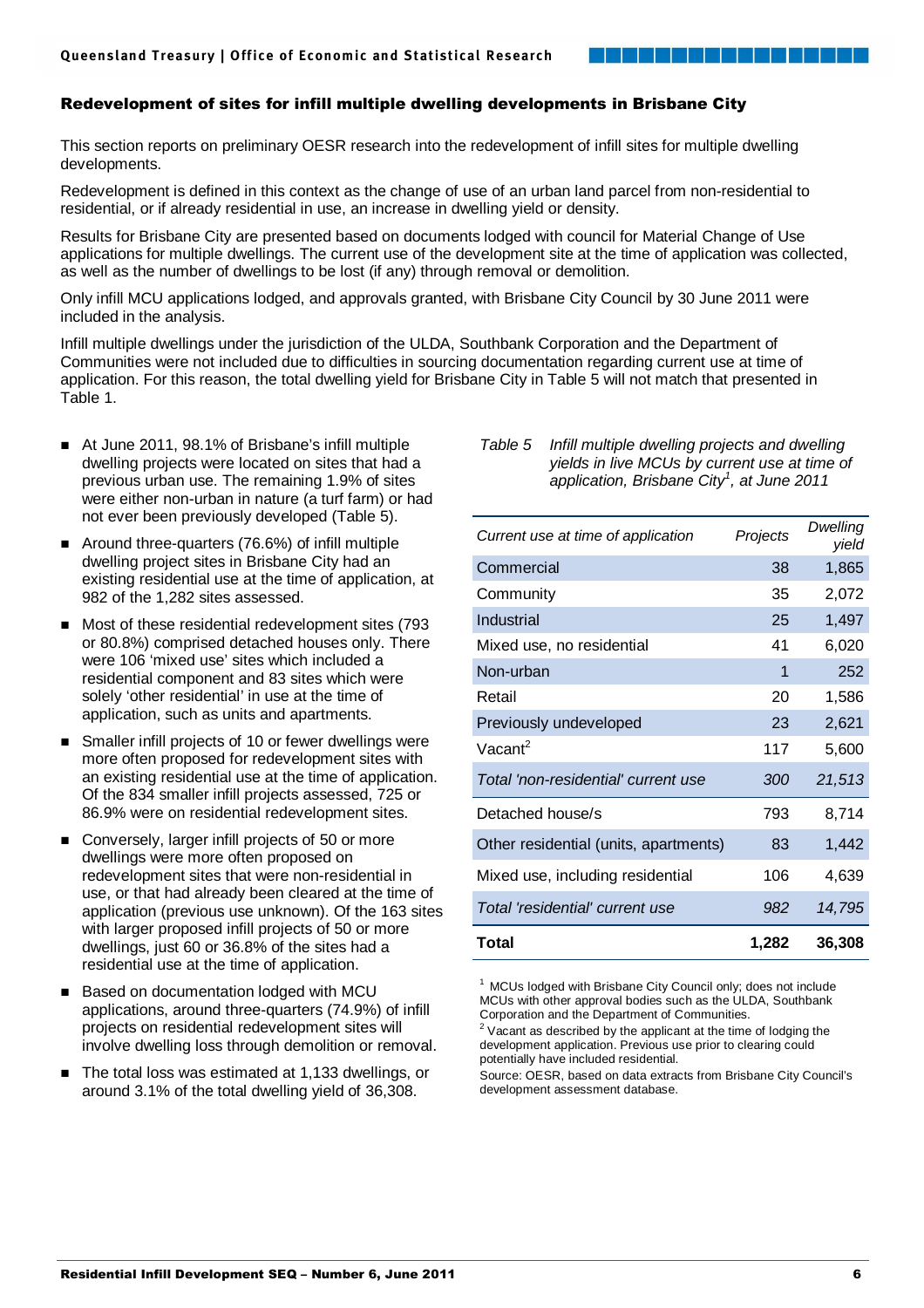## Redevelopment of sites for infill multiple dwelling developments in Brisbane City

This section reports on preliminary OESR research into the redevelopment of infill sites for multiple dwelling developments.

Redevelopment is defined in this context as the change of use of an urban land parcel from non-residential to residential, or if already residential in use, an increase in dwelling yield or density.

Results for Brisbane City are presented based on documents lodged with council for Material Change of Use applications for multiple dwellings. The current use of the development site at the time of application was collected, as well as the number of dwellings to be lost (if any) through removal or demolition.

Only infill MCU applications lodged, and approvals granted, with Brisbane City Council by 30 June 2011 were included in the analysis.

Infill multiple dwellings under the jurisdiction of the ULDA, Southbank Corporation and the Department of Communities were not included due to difficulties in sourcing documentation regarding current use at time of application. For this reason, the total dwelling yield for Brisbane City in Table 5 will not match that presented in Table 1.

- At June 2011, 98.1% of Brisbane's infill multiple dwelling projects were located on sites that had a previous urban use. The remaining 1.9% of sites were either non-urban in nature (a turf farm) or had not ever been previously developed (Table 5).
- Around three-quarters (76.6%) of infill multiple dwelling project sites in Brisbane City had an existing residential use at the time of application, at 982 of the 1,282 sites assessed.
- Most of these residential redevelopment sites (793 or 80.8%) comprised detached houses only. There were 106 'mixed use' sites which included a residential component and 83 sites which were solely 'other residential' in use at the time of application, such as units and apartments.
- Smaller infill projects of 10 or fewer dwellings were more often proposed for redevelopment sites with an existing residential use at the time of application. Of the 834 smaller infill projects assessed, 725 or 86.9% were on residential redevelopment sites.
- Conversely, larger infill projects of 50 or more dwellings were more often proposed on redevelopment sites that were non-residential in use, or that had already been cleared at the time of application (previous use unknown). Of the 163 sites with larger proposed infill projects of 50 or more dwellings, just 60 or 36.8% of the sites had a residential use at the time of application.
- Based on documentation lodged with MCU applications, around three-quarters (74.9%) of infill projects on residential redevelopment sites will involve dwelling loss through demolition or removal.
- The total loss was estimated at 1,133 dwellings, or around 3.1% of the total dwelling yield of 36,308.

*Table 5 Infill multiple dwelling projects and dwelling yields in live MCUs by current use at time of application, Brisbane City[1], at June 2011*

| *Current use at time of application* | *Projects* | *Dwelling yield* |
|---|---|---|
| Commercial | 38 | 1,865 |
| Community | 35 | 2,072 |
| Industrial | 25 | 1,497 |
| Mixed use, no residential | 41 | 6,020 |
| Non-urban | 1 | 252 |
| Retail | 20 | 1,586 |
| Previously undeveloped | 23 | 2,621 |
| Vacant[2] | 117 | 5,600 |
| *Total 'non-residential' current use* | *300* | *21,513* |
| Detached house/s | 793 | 8,714 |
| Other residential (units, apartments) | 83 | 1,442 |
| Mixed use, including residential | 106 | 4,639 |
| *Total 'residential' current use* | *982* | *14,795* |
| **Total** | **1,282** | **36,308** |

[1] MCUs lodged with Brisbane City Council only; does not include MCUs with other approval bodies such as the ULDA, Southbank Corporation and the Department of Communities.

[2] Vacant as described by the applicant at the time of lodging the development application. Previous use prior to clearing could potentially have included residential.

Source: OESR, based on data extracts from Brisbane City Council's development assessment database.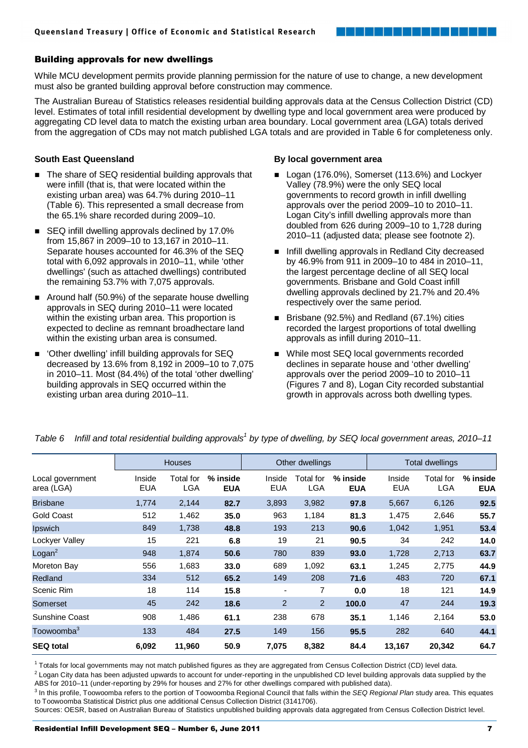## Building approvals for new dwellings

While MCU development permits provide planning permission for the nature of use to change, a new development must also be granted building approval before construction may commence.

The Australian Bureau of Statistics releases residential building approvals data at the Census Collection District (CD) level. Estimates of total infill residential development by dwelling type and local government area were produced by aggregating CD level data to match the existing urban area boundary. Local government area (LGA) totals derived from the aggregation of CDs may not match published LGA totals and are provided in Table 6 for completeness only.

### South East Queensland

- The share of SEQ residential building approvals that were infill (that is, that were located within the existing urban area) was 64.7% during 2010–11 (Table 6). This represented a small decrease from the 65.1% share recorded during 2009–10.
- SEQ infill dwelling approvals declined by 17.0% from 15,867 in 2009–10 to 13,167 in 2010–11. Separate houses accounted for 46.3% of the SEQ total with 6,092 approvals in 2010–11, while 'other dwellings' (such as attached dwellings) contributed the remaining 53.7% with 7,075 approvals.
- Around half (50.9%) of the separate house dwelling approvals in SEQ during 2010–11 were located within the existing urban area. This proportion is expected to decline as remnant broadhectare land within the existing urban area is consumed.
- 'Other dwelling' infill building approvals for SEQ decreased by 13.6% from 8,192 in 2009–10 to 7,075 in 2010–11. Most (84.4%) of the total 'other dwelling' building approvals in SEQ occurred within the existing urban area during 2010–11.

### By local government area

- Logan (176.0%), Somerset (113.6%) and Lockyer Valley (78.9%) were the only SEQ local governments to record growth in infill dwelling approvals over the period 2009–10 to 2010–11. Logan City's infill dwelling approvals more than doubled from 626 during 2009–10 to 1,728 during 2010–11 (adjusted data; please see footnote 2).
- Infill dwelling approvals in Redland City decreased by 46.9% from 911 in 2009–10 to 484 in 2010–11, the largest percentage decline of all SEQ local governments. Brisbane and Gold Coast infill dwelling approvals declined by 21.7% and 20.4% respectively over the same period.
- Brisbane (92.5%) and Redland (67.1%) cities recorded the largest proportions of total dwelling approvals as infill during 2010–11.
- While most SEQ local governments recorded declines in separate house and 'other dwelling' approvals over the period 2009–10 to 2010–11 (Figures 7 and 8), Logan City recorded substantial growth in approvals across both dwelling types.

*Table 6 Infill and total residential building approvals[1] by type of dwelling, by SEQ local government areas, 2010–11*

| | Houses | | | Other dwellings | | | Total dwellings | | |
|---|---|---|---|---|---|---|---|---|---|
| Local government area (LGA) | Inside EUA | Total for LGA | **% inside EUA** | Inside EUA | Total for LGA | **% inside EUA** | Inside EUA | Total for LGA | **% inside EUA** |
| Brisbane | 1,774 | 2,144 | **82.7** | 3,893 | 3,982 | **97.8** | 5,667 | 6,126 | **92.5** |
| Gold Coast | 512 | 1,462 | **35.0** | 963 | 1,184 | **81.3** | 1,475 | 2,646 | **55.7** |
| Ipswich | 849 | 1,738 | **48.8** | 193 | 213 | **90.6** | 1,042 | 1,951 | **53.4** |
| Lockyer Valley | 15 | 221 | **6.8** | 19 | 21 | **90.5** | 34 | 242 | **14.0** |
| Logan[2] | 948 | 1,874 | **50.6** | 780 | 839 | **93.0** | 1,728 | 2,713 | **63.7** |
| Moreton Bay | 556 | 1,683 | **33.0** | 689 | 1,092 | **63.1** | 1,245 | 2,775 | **44.9** |
| Redland | 334 | 512 | **65.2** | 149 | 208 | **71.6** | 483 | 720 | **67.1** |
| Scenic Rim | 18 | 114 | **15.8** | - | 7 | **0.0** | 18 | 121 | **14.9** |
| Somerset | 45 | 242 | **18.6** | 2 | 2 | **100.0** | 47 | 244 | **19.3** |
| Sunshine Coast | 908 | 1,486 | **61.1** | 238 | 678 | **35.1** | 1,146 | 2,164 | **53.0** |
| Toowoomba[3] | 133 | 484 | **27.5** | 149 | 156 | **95.5** | 282 | 640 | **44.1** |
| **SEQ total** | **6,092** | **11,960** | **50.9** | **7,075** | **8,382** | **84.4** | **13,167** | **20,342** | **64.7** |

[1] Totals for local governments may not match published figures as they are aggregated from Census Collection District (CD) level data.

[2] Logan City data has been adjusted upwards to account for under-reporting in the unpublished CD level building approvals data supplied by the ABS for 2010–11 (under-reporting by 29% for houses and 27% for other dwellings compared with published data).

[3] In this profile, Toowoomba refers to the portion of Toowoomba Regional Council that falls within the *SEQ Regional Plan* study area. This equates to Toowoomba Statistical District plus one additional Census Collection District (3141706).

Sources: OESR, based on Australian Bureau of Statistics unpublished building approvals data aggregated from Census Collection District level.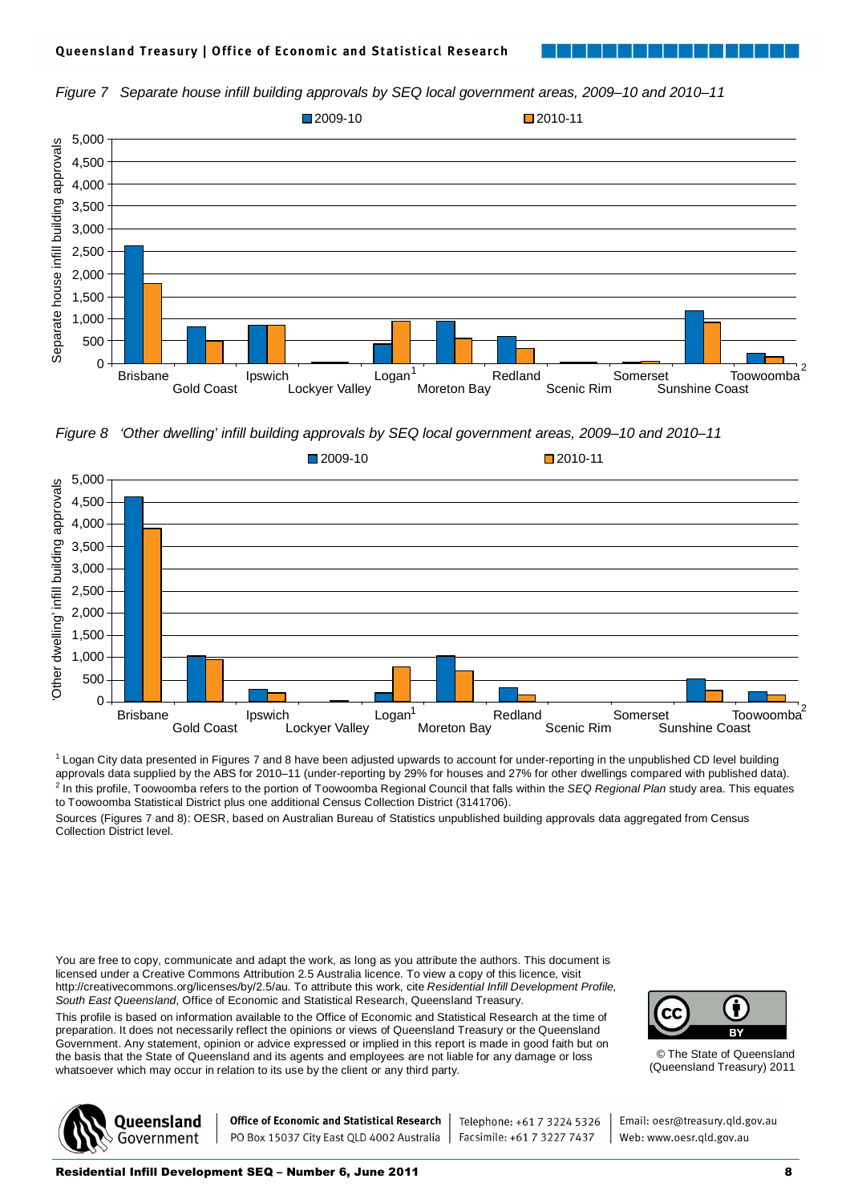*Figure 7 Separate house infill building approvals by SEQ local government areas, 2009–10 and 2010–11*

2009-10
2010-11

Separate house infill building approvals

5,000
4,500
4,000
3,500
3,000
2,500
2,000
1,500
1,000
500
0

Brisbane
Gold Coast
Ipswich
Lockyer Valley
Logan[1]
Moreton Bay
Redland
Scenic Rim
Somerset
Sunshine Coast
Toowoomba[2]

*Figure 8 'Other dwelling' infill building approvals by SEQ local government areas, 2009–10 and 2010–11*

2009-10
2010-11

'Other dwelling' infill building approvals

5,000
4,500
4,000
3,500
3,000
2,500
2,000
1,500
1,000
500
0

Brisbane
Gold Coast
Ipswich
Lockyer Valley
Logan[1]
Moreton Bay
Redland
Scenic Rim
Somerset
Sunshine Coast
Toowoomba[2]

[1] Logan City data presented in Figures 7 and 8 have been adjusted upwards to account for under-reporting in the unpublished CD level building approvals data supplied by the ABS for 2010–11 (under-reporting by 29% for houses and 27% for other dwellings compared with published data).
[2] In this profile, Toowoomba refers to the portion of Toowoomba Regional Council that falls within the *SEQ Regional Plan* study area. This equates to Toowoomba Statistical District plus one additional Census Collection District (3141706).

Sources (Figures 7 and 8): OESR, based on Australian Bureau of Statistics unpublished building approvals data aggregated from Census Collection District level.

You are free to copy, communicate and adapt the work, as long as you attribute the authors. This document is licensed under a Creative Commons Attribution 2.5 Australia licence. To view a copy of this licence, visit http://creativecommons.org/licenses/by/2.5/au. To attribute this work, cite *Residential Infill Development Profile, South East Queensland*, Office of Economic and Statistical Research, Queensland Treasury.

This profile is based on information available to the Office of Economic and Statistical Research at the time of preparation. It does not necessarily reflect the opinions or views of Queensland Treasury or the Queensland Government. Any statement, opinion or advice expressed or implied in this report is made in good faith but on the basis that the State of Queensland and its agents and employees are not liable for any damage or loss whatsoever which may occur in relation to its use by the client or any third party.

© The State of Queensland (Queensland Treasury) 2011

**Office of Economic and Statistical Research**
PO Box 15037 City East QLD 4002 Australia
Telephone: +61 7 3224 5326
Facsimile: +61 7 3227 7437
Email: oesr@treasury.qld.gov.au
Web: www.oesr.qld.gov.au